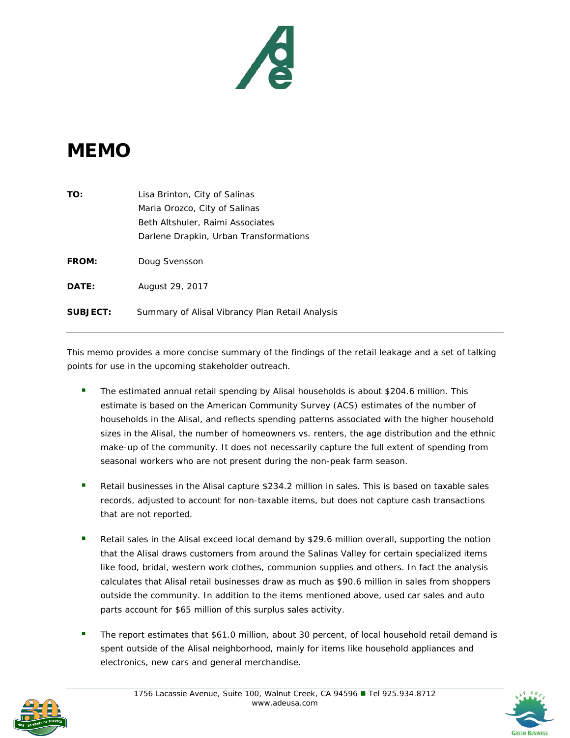# MEMO

**TO:** Lisa Brinton, City of Salinas
Maria Orozco, City of Salinas
Beth Altshuler, Raimi Associates
Darlene Drapkin, Urban Transformations

**FROM:** Doug Svensson

**DATE:** August 29, 2017

**SUBJECT:** Summary of Alisal Vibrancy Plan Retail Analysis

---

This memo provides a more concise summary of the findings of the retail leakage and a set of talking points for use in the upcoming stakeholder outreach.

- The estimated annual retail spending by Alisal households is about $204.6 million. This estimate is based on the American Community Survey (ACS) estimates of the number of households in the Alisal, and reflects spending patterns associated with the higher household sizes in the Alisal, the number of homeowners vs. renters, the age distribution and the ethnic make-up of the community. It does not necessarily capture the full extent of spending from seasonal workers who are not present during the non-peak farm season.

- Retail businesses in the Alisal capture $234.2 million in sales. This is based on taxable sales records, adjusted to account for non-taxable items, but does not capture cash transactions that are not reported.

- Retail sales in the Alisal exceed local demand by $29.6 million overall, supporting the notion that the Alisal draws customers from around the Salinas Valley for certain specialized items like food, bridal, western work clothes, communion supplies and others. In fact the analysis calculates that Alisal retail businesses draw as much as $90.6 million in sales from shoppers outside the community. In addition to the items mentioned above, used car sales and auto parts account for $65 million of this surplus sales activity.

- The report estimates that $61.0 million, about 30 percent, of local household retail demand is spent outside of the Alisal neighborhood, mainly for items like household appliances and electronics, new cars and general merchandise.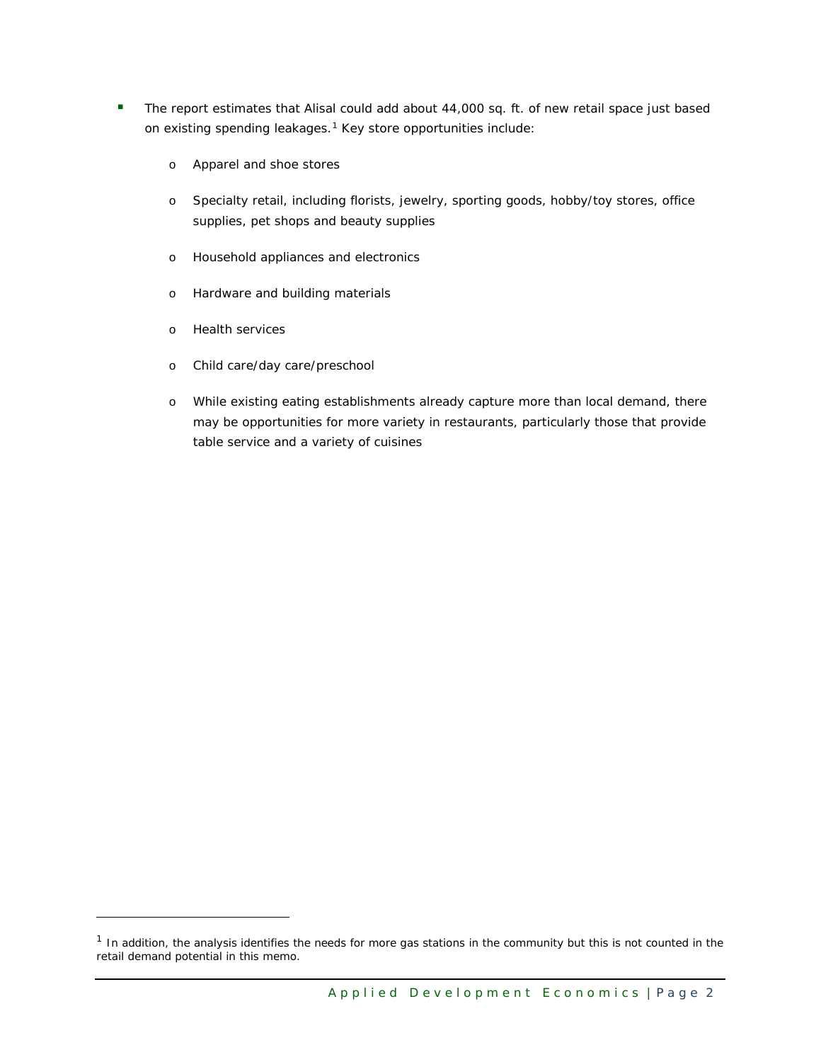- The report estimates that Alisal could add about 44,000 sq. ft. of new retail space just based on existing spending leakages.[1] Key store opportunities include:
  - Apparel and shoe stores
  - Specialty retail, including florists, jewelry, sporting goods, hobby/toy stores, office supplies, pet shops and beauty supplies
  - Household appliances and electronics
  - Hardware and building materials
  - Health services
  - Child care/day care/preschool
  - While existing eating establishments already capture more than local demand, there may be opportunities for more variety in restaurants, particularly those that provide table service and a variety of cuisines

[1] In addition, the analysis identifies the needs for more gas stations in the community but this is not counted in the retail demand potential in this memo.